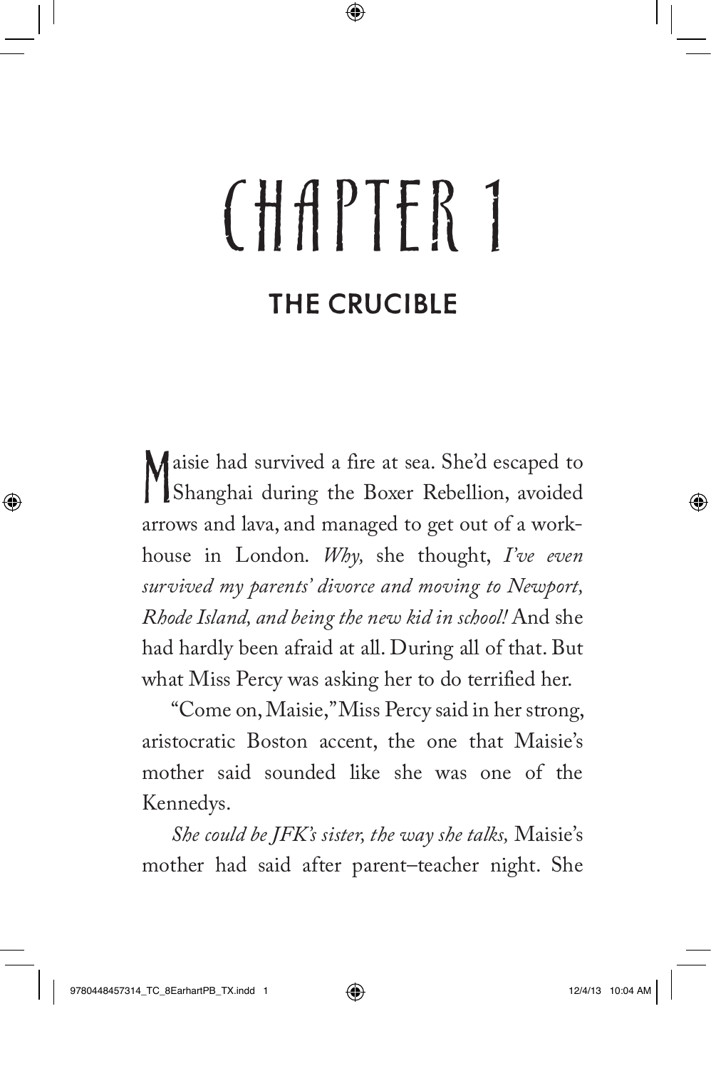# CHAPTER 1

## THE CRUCIBLE

Maisie had survived a fire at sea. She'd escaped to Shanghai during the Boxer Rebellion, avoided arrows and lava, and managed to get out of a workhouse in London. *Why,* she thought, *I've even survived my parents' divorce and moving to Newport, Rhode Island, and being the new kid in school!* And she had hardly been afraid at all. During all of that. But what Miss Percy was asking her to do terrified her.

"Come on, Maisie," Miss Percy said in her strong, aristocratic Boston accent, the one that Maisie's mother said sounded like she was one of the Kennedys.

*She could be JFK's sister, the way she talks,* Maisie's mother had said after parent–teacher night. She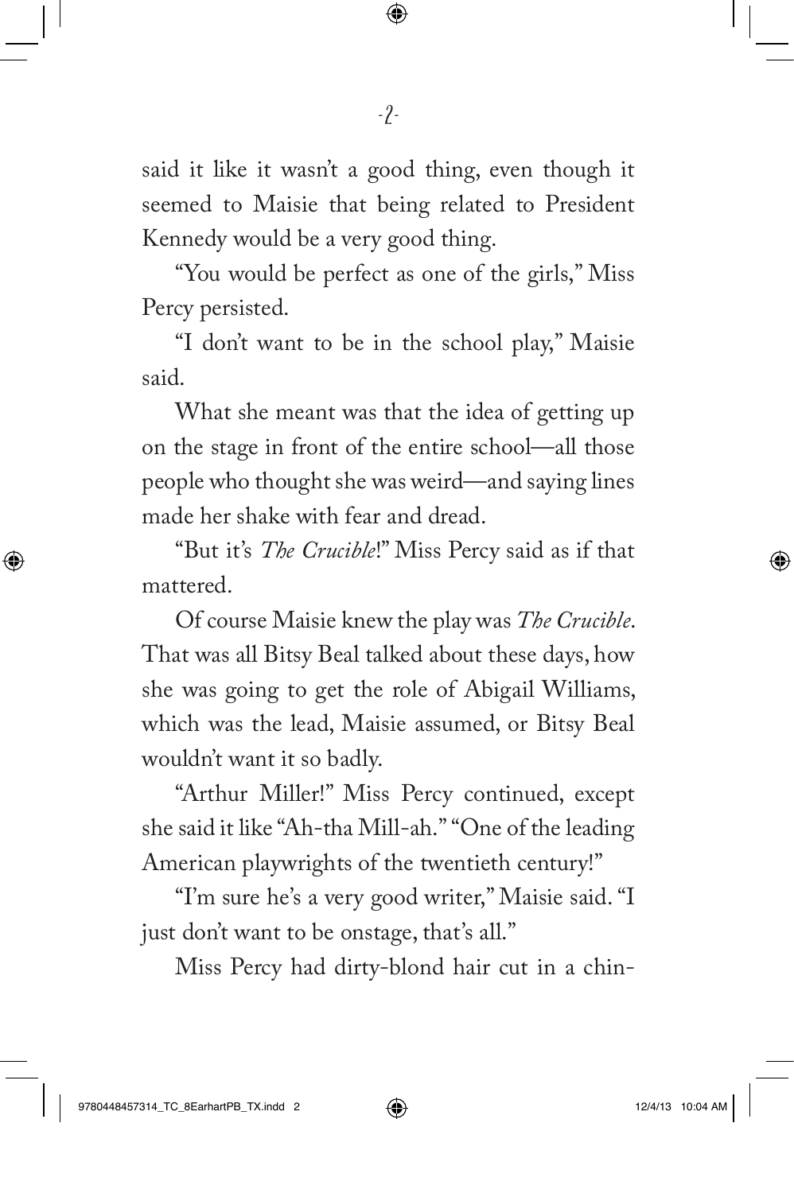said it like it wasn't a good thing, even though it seemed to Maisie that being related to President Kennedy would be a very good thing.

"You would be perfect as one of the girls," Miss Percy persisted.

"I don't want to be in the school play," Maisie said.

What she meant was that the idea of getting up on the stage in front of the entire school—all those people who thought she was weird—and saying lines made her shake with fear and dread.

"But it's *The Crucible*!" Miss Percy said as if that mattered.

Of course Maisie knew the play was *The Crucible*. That was all Bitsy Beal talked about these days, how she was going to get the role of Abigail Williams, which was the lead, Maisie assumed, or Bitsy Beal wouldn't want it so badly.

"Arthur Miller!" Miss Percy continued, except she said it like "Ah-tha Mill-ah." "One of the leading American playwrights of the twentieth century!"

"I'm sure he's a very good writer," Maisie said. "I just don't want to be onstage, that's all."

Miss Percy had dirty-blond hair cut in a chin-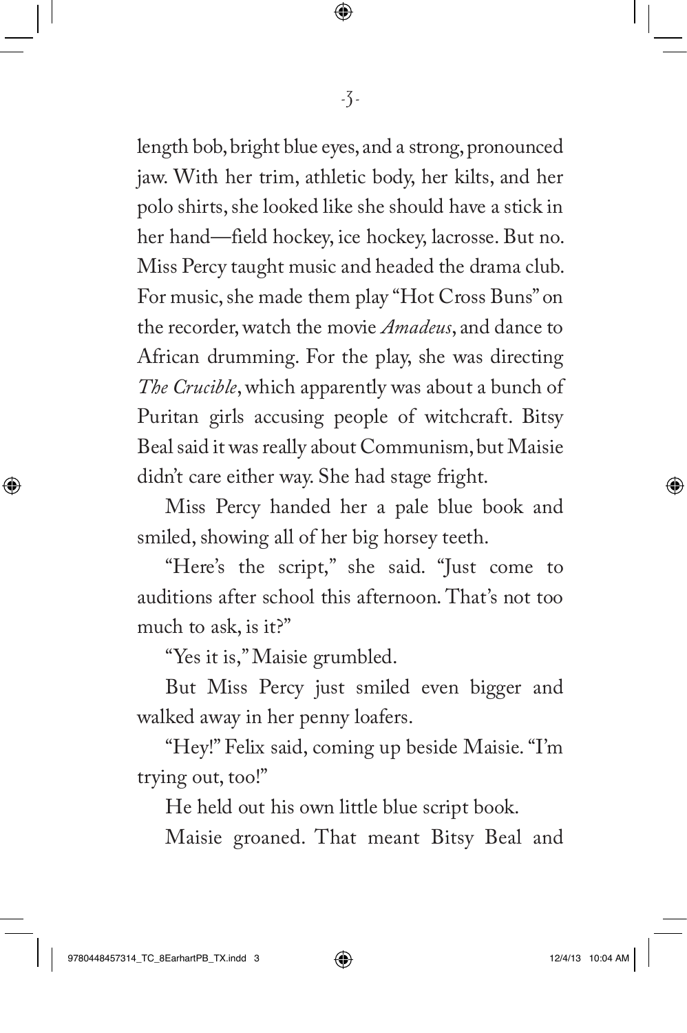length bob, bright blue eyes, and a strong, pronounced jaw. With her trim, athletic body, her kilts, and her polo shirts, she looked like she should have a stick in her hand—field hockey, ice hockey, lacrosse. But no. Miss Percy taught music and headed the drama club. For music, she made them play "Hot Cross Buns" on the recorder, watch the movie *Amadeus*, and dance to African drumming. For the play, she was directing *The Crucible*, which apparently was about a bunch of Puritan girls accusing people of witchcraft. Bitsy Beal said it was really about Communism, but Maisie didn't care either way. She had stage fright.

Miss Percy handed her a pale blue book and smiled, showing all of her big horsey teeth.

"Here's the script," she said. "Just come to auditions after school this afternoon. That's not too much to ask, is it?"

"Yes it is," Maisie grumbled.

But Miss Percy just smiled even bigger and walked away in her penny loafers.

"Hey!" Felix said, coming up beside Maisie. "I'm trying out, too!"

He held out his own little blue script book.

Maisie groaned. That meant Bitsy Beal and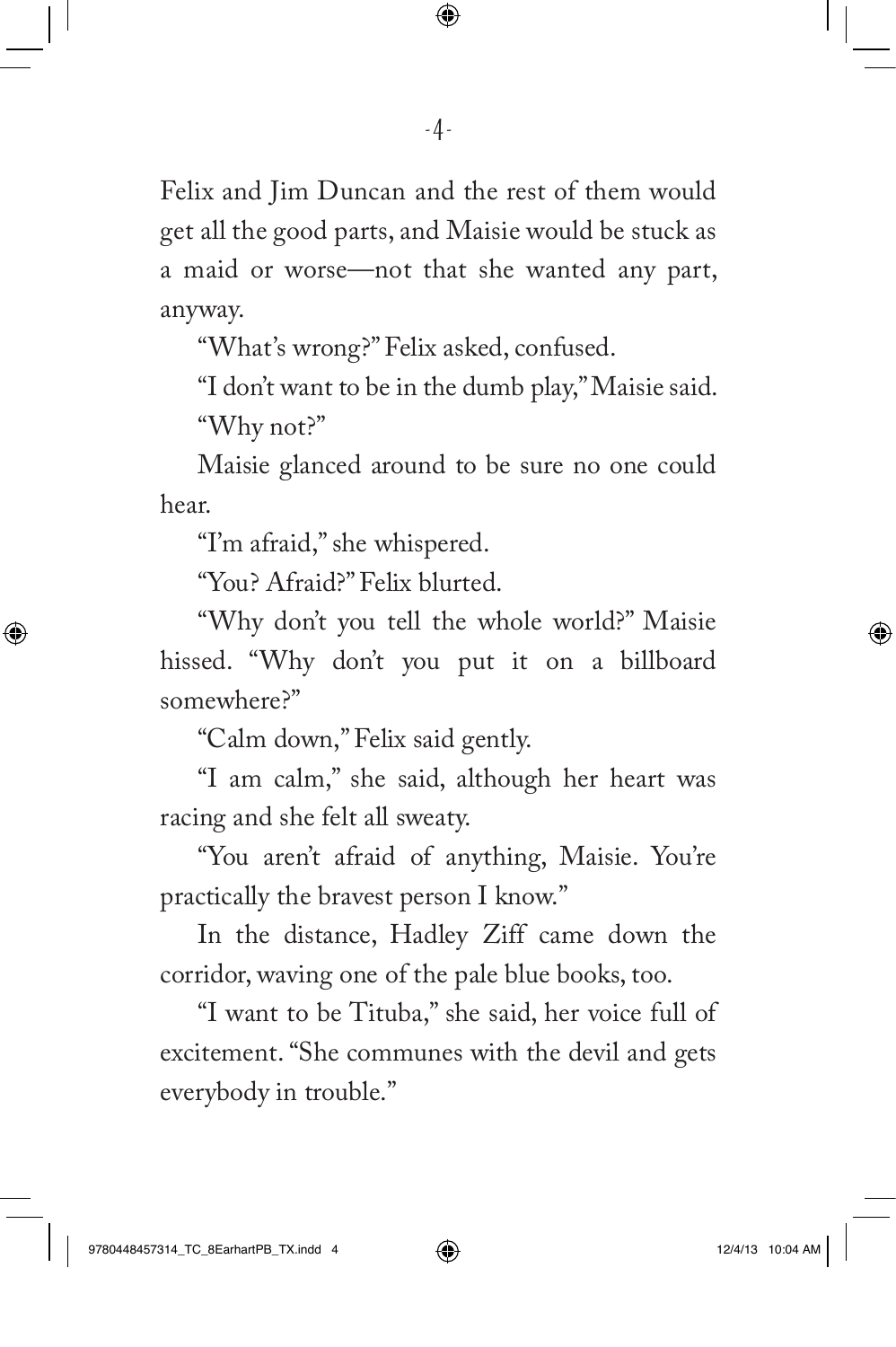Felix and Jim Duncan and the rest of them would get all the good parts, and Maisie would be stuck as a maid or worse—not that she wanted any part, anyway.

"What's wrong?" Felix asked, confused.

"I don't want to be in the dumb play," Maisie said.

"Why not?"

Maisie glanced around to be sure no one could hear.

"I'm afraid," she whispered.

"You? Afraid?" Felix blurted.

"Why don't you tell the whole world?" Maisie hissed. "Why don't you put it on a billboard somewhere?"

"Calm down," Felix said gently.

"I am calm," she said, although her heart was racing and she felt all sweaty.

"You aren't afraid of anything, Maisie. You're practically the bravest person I know."

In the distance, Hadley Ziff came down the corridor, waving one of the pale blue books, too.

"I want to be Tituba," she said, her voice full of excitement. "She communes with the devil and gets everybody in trouble."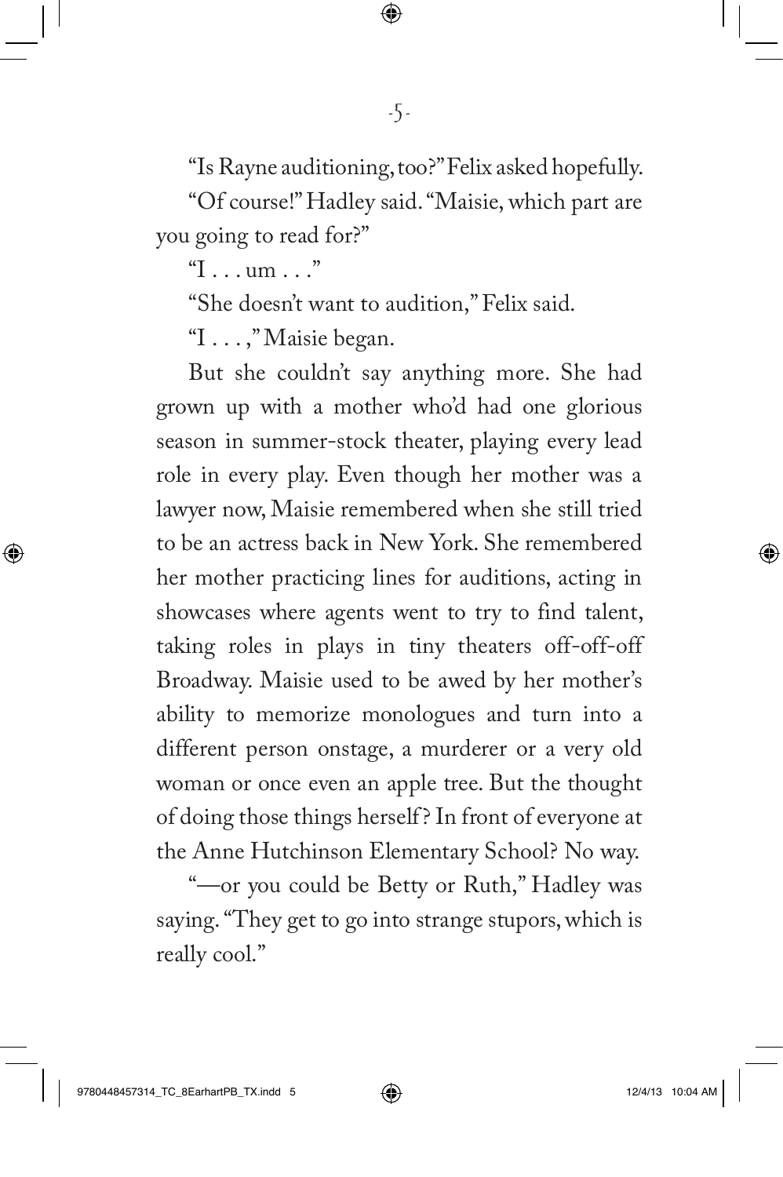"Is Rayne auditioning, too?" Felix asked hopefully.

"Of course!" Hadley said. "Maisie, which part are you going to read for?"

"I . . . um . . ."

"She doesn't want to audition," Felix said.

"I . . . ," Maisie began.

But she couldn't say anything more. She had grown up with a mother who'd had one glorious season in summer-stock theater, playing every lead role in every play. Even though her mother was a lawyer now, Maisie remembered when she still tried to be an actress back in New York. She remembered her mother practicing lines for auditions, acting in showcases where agents went to try to find talent, taking roles in plays in tiny theaters off-off-off Broadway. Maisie used to be awed by her mother's ability to memorize monologues and turn into a different person onstage, a murderer or a very old woman or once even an apple tree. But the thought of doing those things herself? In front of everyone at the Anne Hutchinson Elementary School? No way.

"—or you could be Betty or Ruth," Hadley was saying. "They get to go into strange stupors, which is really cool."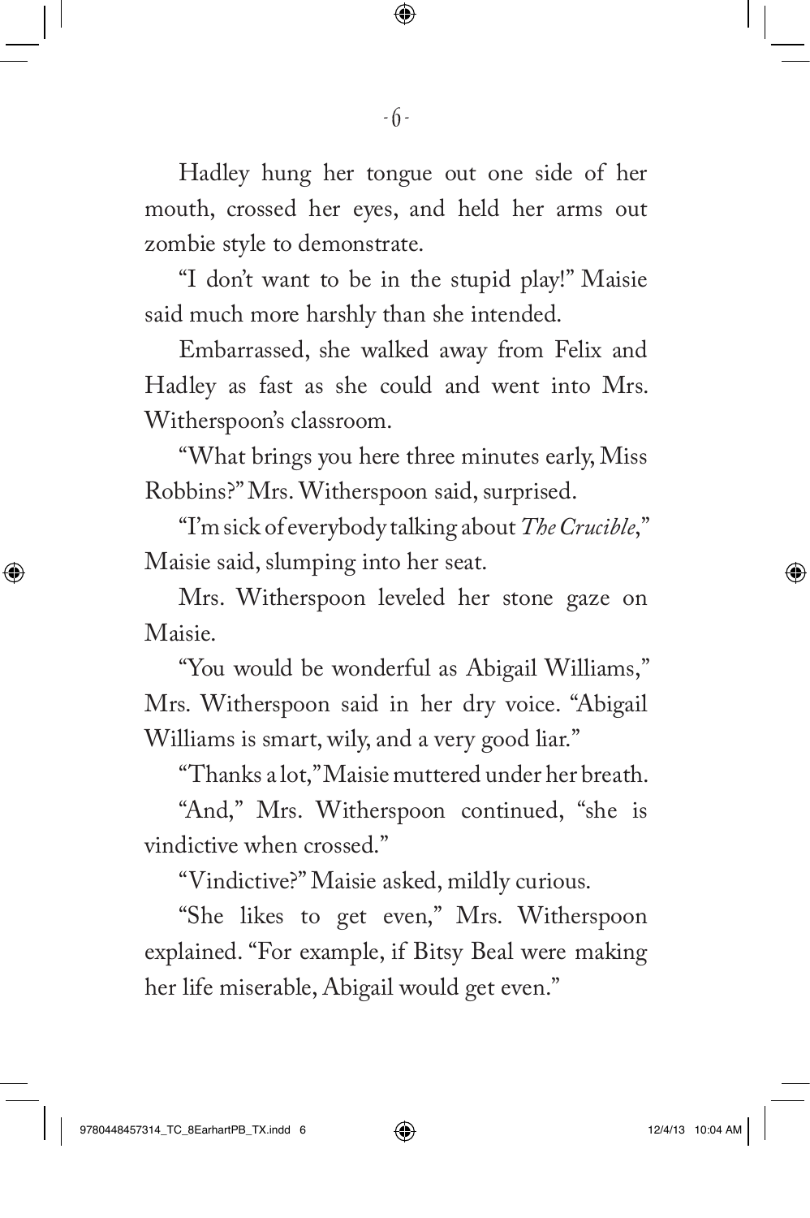Hadley hung her tongue out one side of her mouth, crossed her eyes, and held her arms out zombie style to demonstrate.

"I don't want to be in the stupid play!" Maisie said much more harshly than she intended.

Embarrassed, she walked away from Felix and Hadley as fast as she could and went into Mrs. Witherspoon's classroom.

"What brings you here three minutes early, Miss Robbins?" Mrs. Witherspoon said, surprised.

"I'm sick of everybody talking about *The Crucible*," Maisie said, slumping into her seat.

Mrs. Witherspoon leveled her stone gaze on Maisie.

"You would be wonderful as Abigail Williams," Mrs. Witherspoon said in her dry voice. "Abigail Williams is smart, wily, and a very good liar."

"Thanks a lot," Maisie muttered under her breath.

"And," Mrs. Witherspoon continued, "she is vindictive when crossed."

"Vindictive?" Maisie asked, mildly curious.

"She likes to get even," Mrs. Witherspoon explained. "For example, if Bitsy Beal were making her life miserable, Abigail would get even."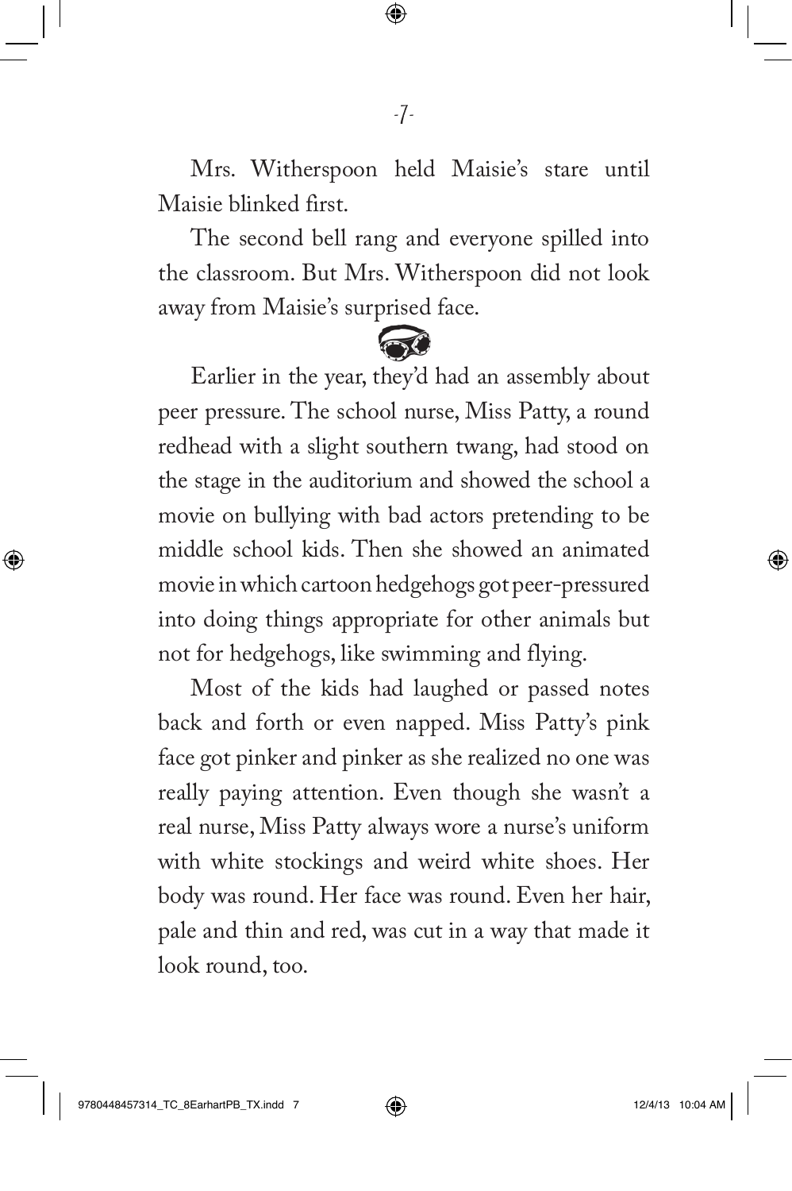Mrs. Witherspoon held Maisie's stare until Maisie blinked first.

The second bell rang and everyone spilled into the classroom. But Mrs. Witherspoon did not look away from Maisie's surprised face.

Earlier in the year, they'd had an assembly about peer pressure. The school nurse, Miss Patty, a round redhead with a slight southern twang, had stood on the stage in the auditorium and showed the school a movie on bullying with bad actors pretending to be middle school kids. Then she showed an animated movie in which cartoon hedgehogs got peer-pressured into doing things appropriate for other animals but not for hedgehogs, like swimming and flying.

Most of the kids had laughed or passed notes back and forth or even napped. Miss Patty's pink face got pinker and pinker as she realized no one was really paying attention. Even though she wasn't a real nurse, Miss Patty always wore a nurse's uniform with white stockings and weird white shoes. Her body was round. Her face was round. Even her hair, pale and thin and red, was cut in a way that made it look round, too.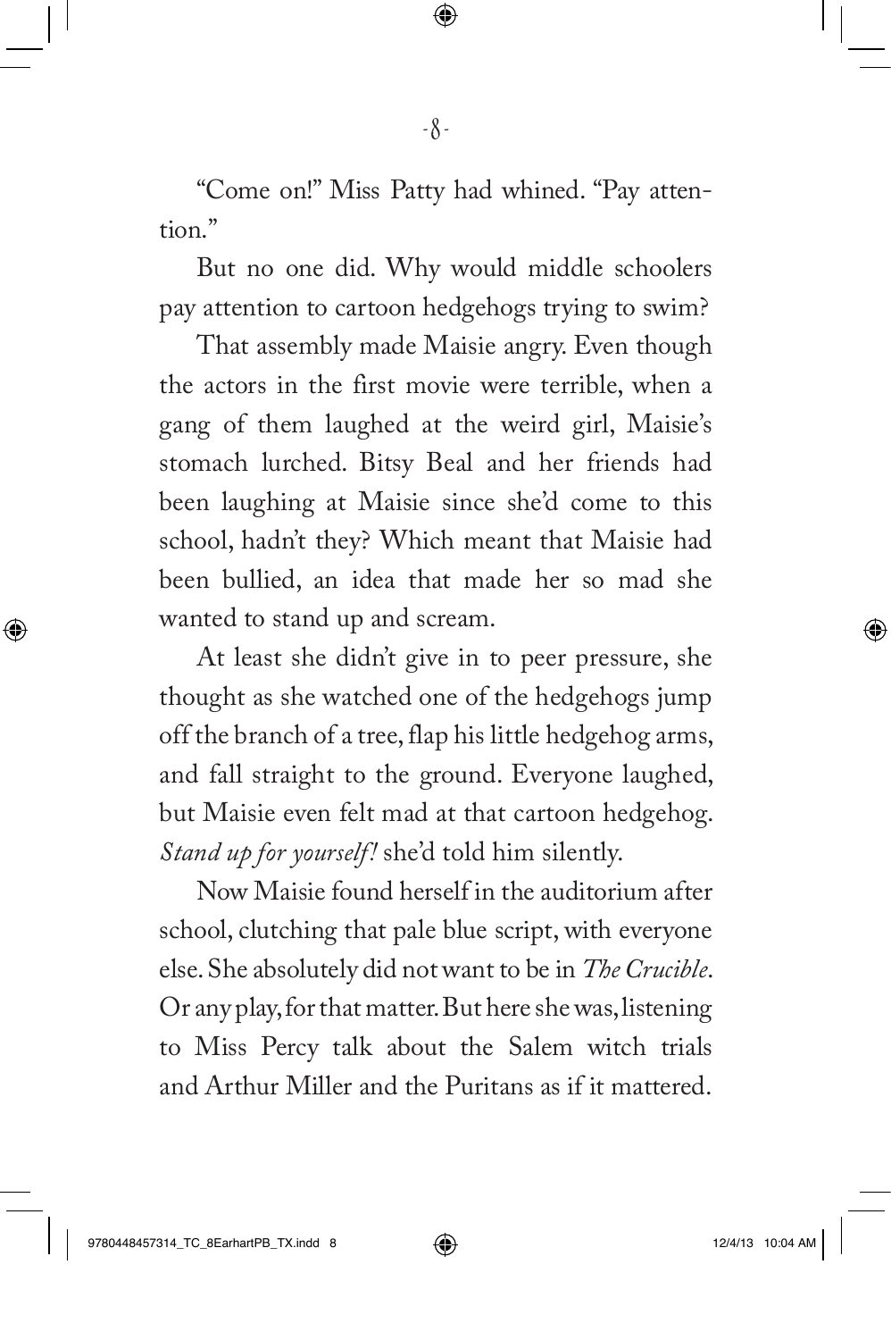"Come on!" Miss Patty had whined. "Pay attention."

But no one did. Why would middle schoolers pay attention to cartoon hedgehogs trying to swim?

That assembly made Maisie angry. Even though the actors in the first movie were terrible, when a gang of them laughed at the weird girl, Maisie's stomach lurched. Bitsy Beal and her friends had been laughing at Maisie since she'd come to this school, hadn't they? Which meant that Maisie had been bullied, an idea that made her so mad she wanted to stand up and scream.

At least she didn't give in to peer pressure, she thought as she watched one of the hedgehogs jump off the branch of a tree, flap his little hedgehog arms, and fall straight to the ground. Everyone laughed, but Maisie even felt mad at that cartoon hedgehog. *Stand up for yourself!* she'd told him silently.

Now Maisie found herself in the auditorium after school, clutching that pale blue script, with everyone else. She absolutely did not want to be in *The Crucible*. Or any play, for that matter. But here she was, listening to Miss Percy talk about the Salem witch trials and Arthur Miller and the Puritans as if it mattered.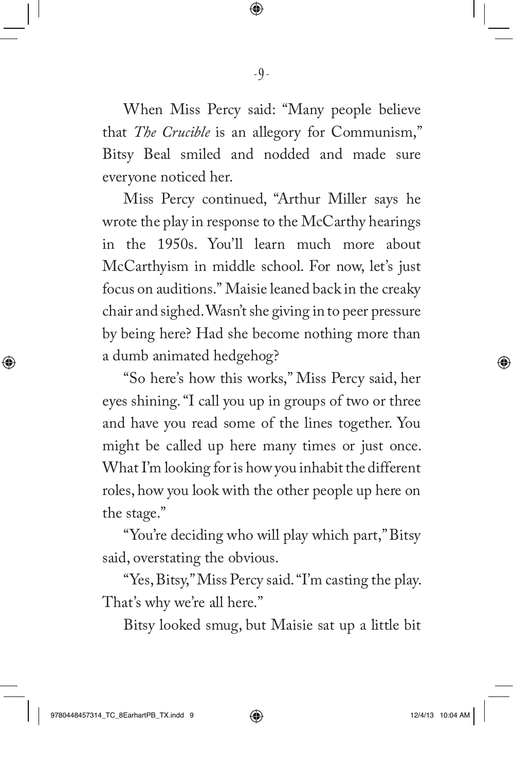When Miss Percy said: "Many people believe that *The Crucible* is an allegory for Communism," Bitsy Beal smiled and nodded and made sure everyone noticed her.

Miss Percy continued, "Arthur Miller says he wrote the play in response to the McCarthy hearings in the 1950s. You'll learn much more about McCarthyism in middle school. For now, let's just focus on auditions." Maisie leaned back in the creaky chair and sighed. Wasn't she giving in to peer pressure by being here? Had she become nothing more than a dumb animated hedgehog?

"So here's how this works," Miss Percy said, her eyes shining. "I call you up in groups of two or three and have you read some of the lines together. You might be called up here many times or just once. What I'm looking for is how you inhabit the different roles, how you look with the other people up here on the stage."

"You're deciding who will play which part," Bitsy said, overstating the obvious.

"Yes, Bitsy," Miss Percy said. "I'm casting the play. That's why we're all here."

Bitsy looked smug, but Maisie sat up a little bit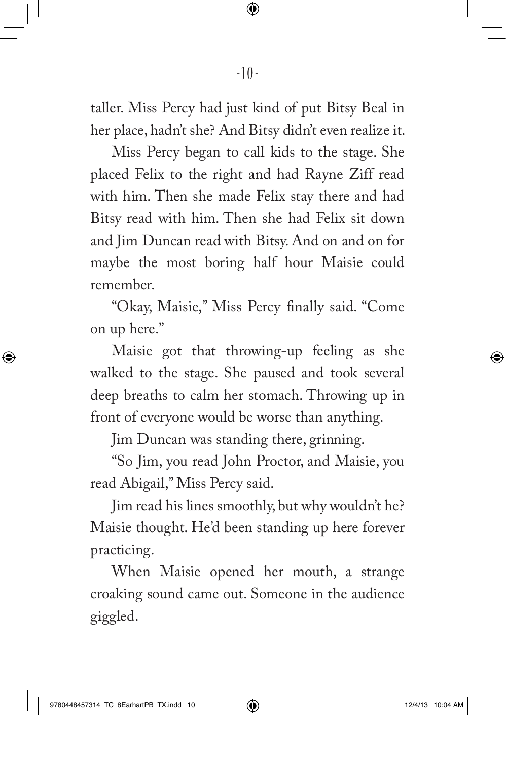taller. Miss Percy had just kind of put Bitsy Beal in her place, hadn't she? And Bitsy didn't even realize it.

Miss Percy began to call kids to the stage. She placed Felix to the right and had Rayne Ziff read with him. Then she made Felix stay there and had Bitsy read with him. Then she had Felix sit down and Jim Duncan read with Bitsy. And on and on for maybe the most boring half hour Maisie could remember.

"Okay, Maisie," Miss Percy finally said. "Come on up here."

Maisie got that throwing-up feeling as she walked to the stage. She paused and took several deep breaths to calm her stomach. Throwing up in front of everyone would be worse than anything.

Jim Duncan was standing there, grinning.

"So Jim, you read John Proctor, and Maisie, you read Abigail," Miss Percy said.

Jim read his lines smoothly, but why wouldn't he? Maisie thought. He'd been standing up here forever practicing.

When Maisie opened her mouth, a strange croaking sound came out. Someone in the audience giggled.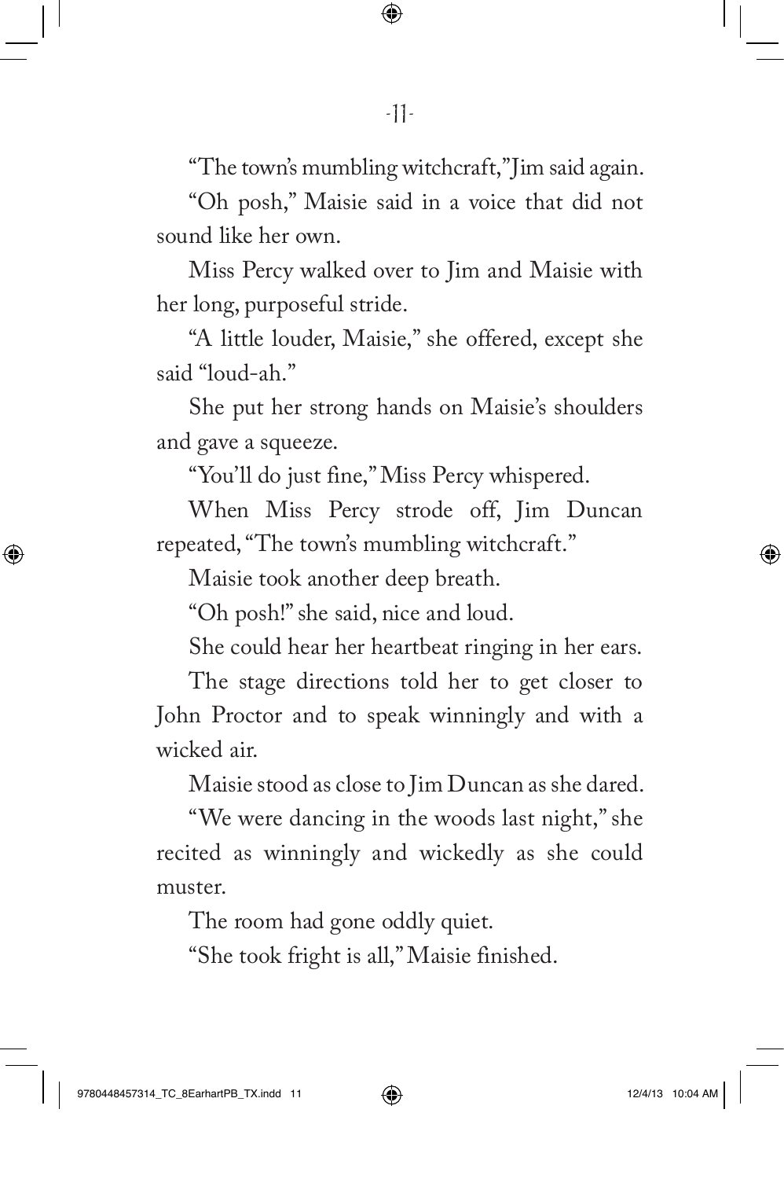"The town's mumbling witchcraft," Jim said again.

"Oh posh," Maisie said in a voice that did not sound like her own.

Miss Percy walked over to Jim and Maisie with her long, purposeful stride.

"A little louder, Maisie," she offered, except she said "loud-ah."

She put her strong hands on Maisie's shoulders and gave a squeeze.

"You'll do just fine," Miss Percy whispered.

When Miss Percy strode off, Jim Duncan repeated, "The town's mumbling witchcraft."

Maisie took another deep breath.

"Oh posh!" she said, nice and loud.

She could hear her heartbeat ringing in her ears.

The stage directions told her to get closer to John Proctor and to speak winningly and with a wicked air.

Maisie stood as close to Jim Duncan as she dared.

"We were dancing in the woods last night," she recited as winningly and wickedly as she could muster.

The room had gone oddly quiet.

"She took fright is all," Maisie finished.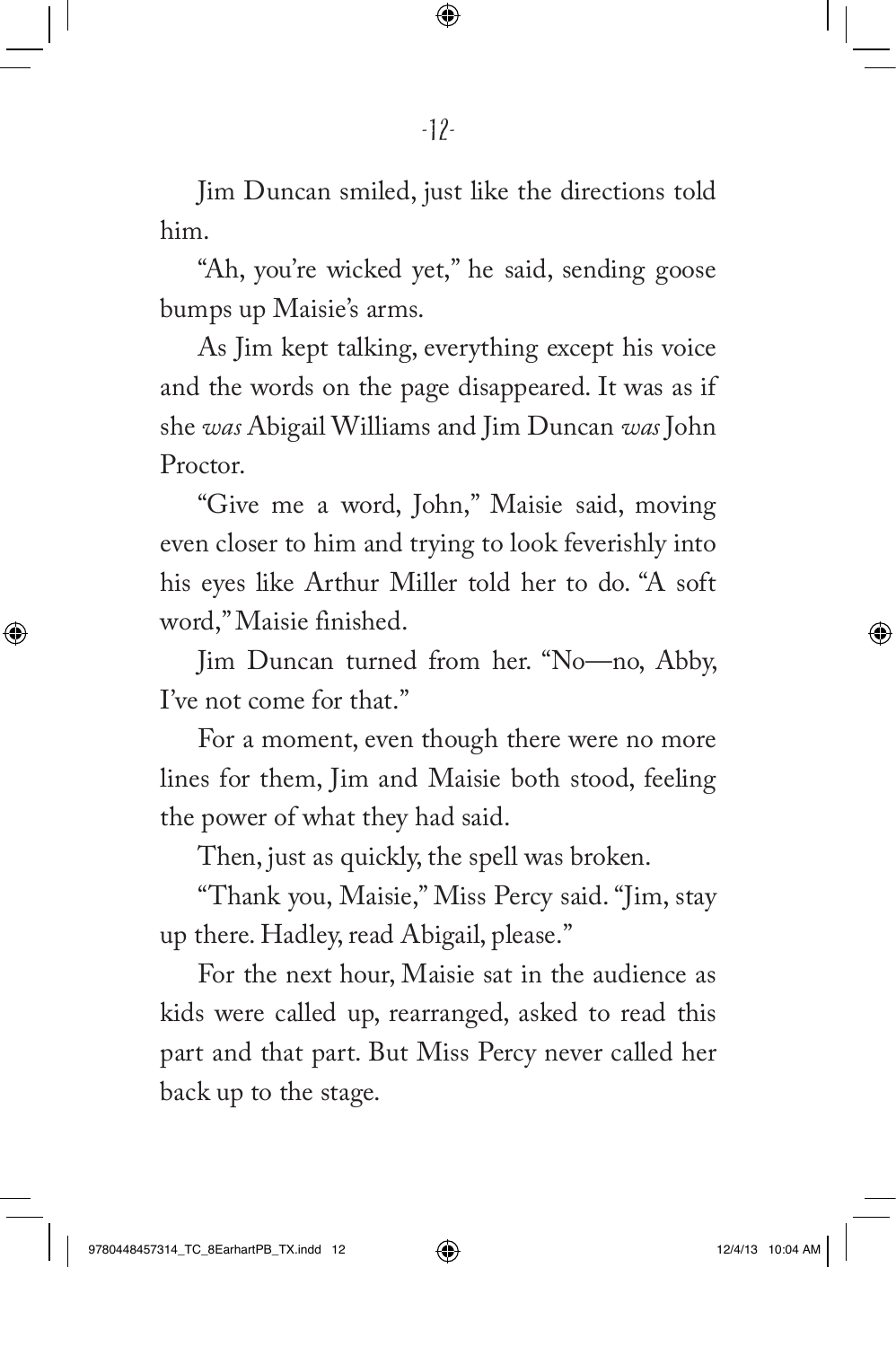Jim Duncan smiled, just like the directions told him.

"Ah, you're wicked yet," he said, sending goose bumps up Maisie's arms.

As Jim kept talking, everything except his voice and the words on the page disappeared. It was as if she *was* Abigail Williams and Jim Duncan *was* John Proctor.

"Give me a word, John," Maisie said, moving even closer to him and trying to look feverishly into his eyes like Arthur Miller told her to do. "A soft word," Maisie finished.

Jim Duncan turned from her. "No—no, Abby, I've not come for that."

For a moment, even though there were no more lines for them, Jim and Maisie both stood, feeling the power of what they had said.

Then, just as quickly, the spell was broken.

"Thank you, Maisie," Miss Percy said. "Jim, stay up there. Hadley, read Abigail, please."

For the next hour, Maisie sat in the audience as kids were called up, rearranged, asked to read this part and that part. But Miss Percy never called her back up to the stage.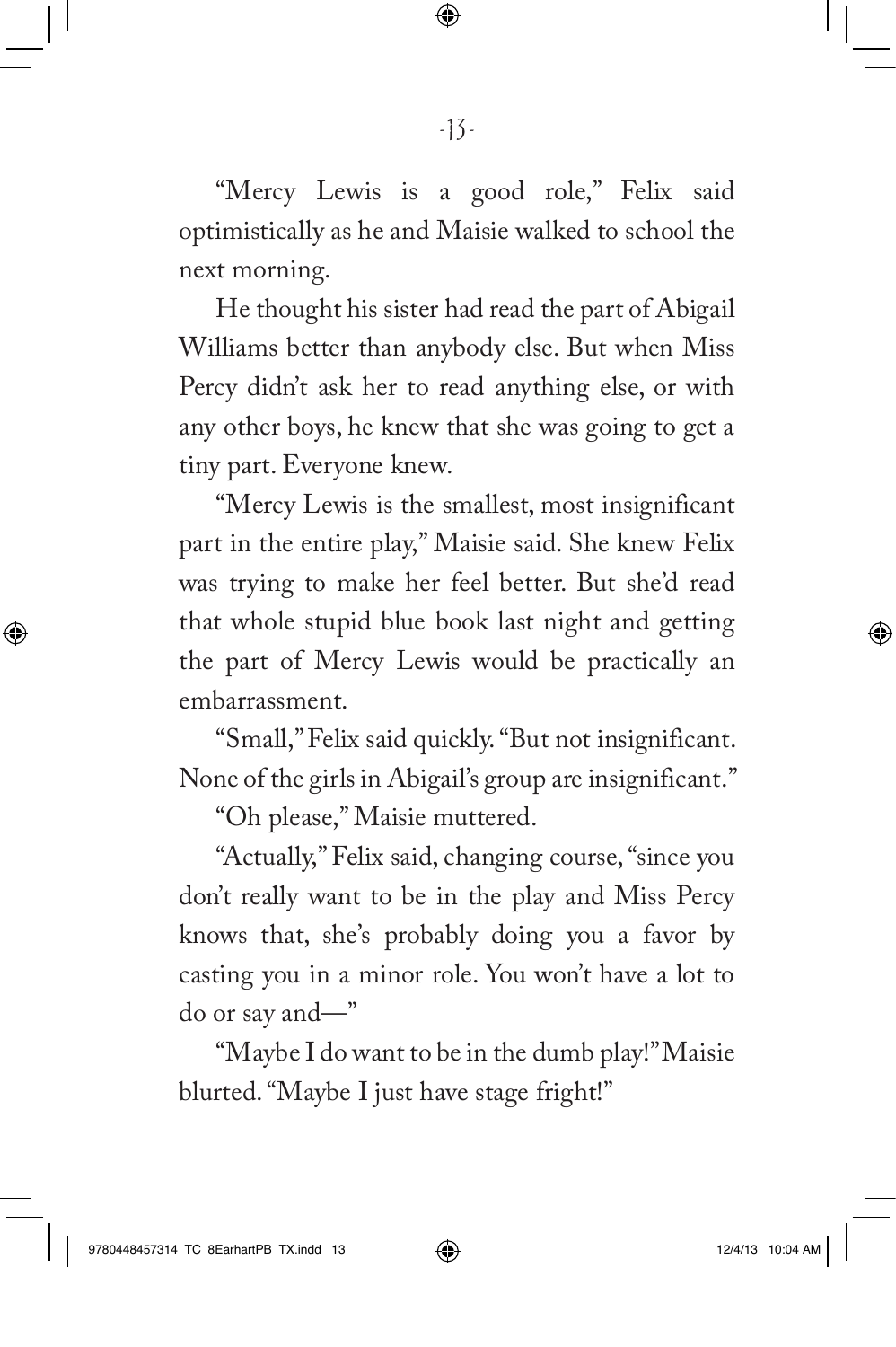"Mercy Lewis is a good role," Felix said optimistically as he and Maisie walked to school the next morning.

He thought his sister had read the part of Abigail Williams better than anybody else. But when Miss Percy didn't ask her to read anything else, or with any other boys, he knew that she was going to get a tiny part. Everyone knew.

"Mercy Lewis is the smallest, most insignificant part in the entire play," Maisie said. She knew Felix was trying to make her feel better. But she'd read that whole stupid blue book last night and getting the part of Mercy Lewis would be practically an embarrassment.

"Small," Felix said quickly. "But not insignificant. None of the girls in Abigail's group are insignificant."

"Oh please," Maisie muttered.

"Actually," Felix said, changing course, "since you don't really want to be in the play and Miss Percy knows that, she's probably doing you a favor by casting you in a minor role. You won't have a lot to do or say and—"

"Maybe I do want to be in the dumb play!" Maisie blurted. "Maybe I just have stage fright!"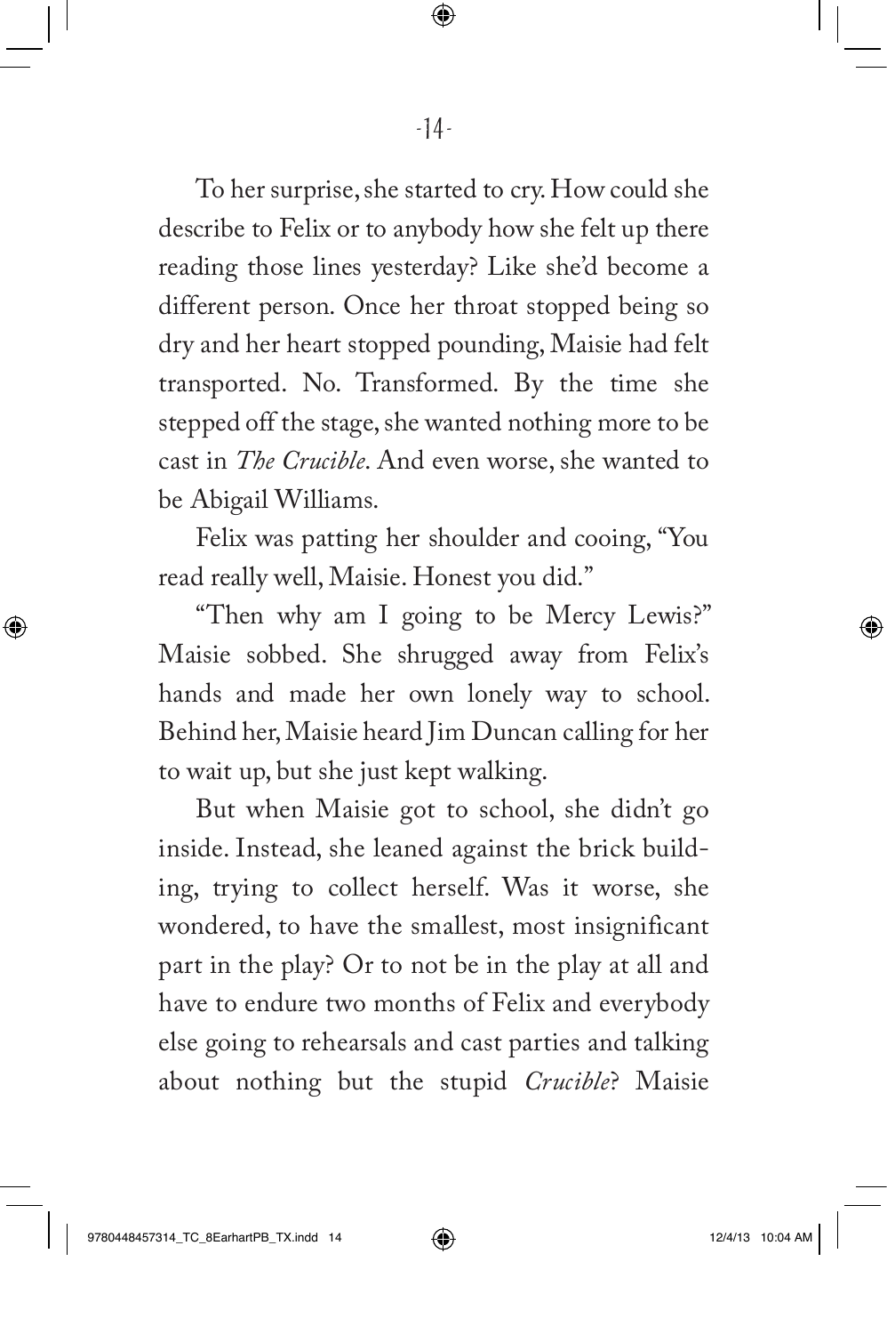To her surprise, she started to cry. How could she describe to Felix or to anybody how she felt up there reading those lines yesterday? Like she'd become a different person. Once her throat stopped being so dry and her heart stopped pounding, Maisie had felt transported. No. Transformed. By the time she stepped off the stage, she wanted nothing more to be cast in *The Crucible*. And even worse, she wanted to be Abigail Williams.

Felix was patting her shoulder and cooing, "You read really well, Maisie. Honest you did."

"Then why am I going to be Mercy Lewis?" Maisie sobbed. She shrugged away from Felix's hands and made her own lonely way to school. Behind her, Maisie heard Jim Duncan calling for her to wait up, but she just kept walking.

But when Maisie got to school, she didn't go inside. Instead, she leaned against the brick building, trying to collect herself. Was it worse, she wondered, to have the smallest, most insignificant part in the play? Or to not be in the play at all and have to endure two months of Felix and everybody else going to rehearsals and cast parties and talking about nothing but the stupid *Crucible*? Maisie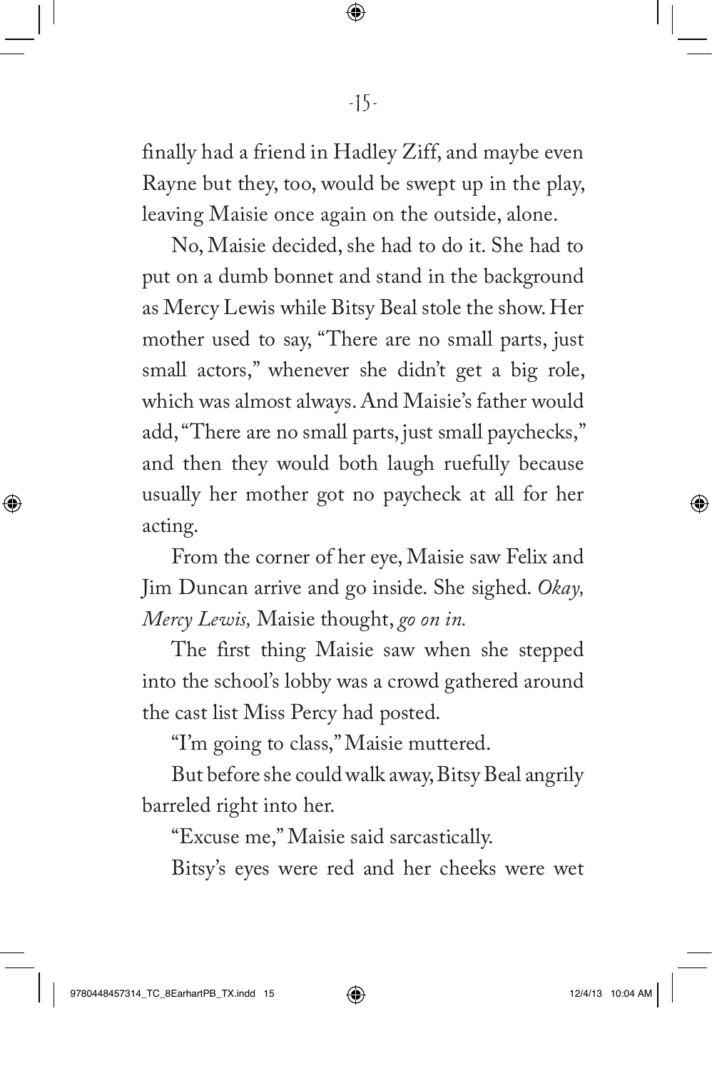finally had a friend in Hadley Ziff, and maybe even Rayne but they, too, would be swept up in the play, leaving Maisie once again on the outside, alone.

No, Maisie decided, she had to do it. She had to put on a dumb bonnet and stand in the background as Mercy Lewis while Bitsy Beal stole the show. Her mother used to say, "There are no small parts, just small actors," whenever she didn't get a big role, which was almost always. And Maisie's father would add, "There are no small parts, just small paychecks," and then they would both laugh ruefully because usually her mother got no paycheck at all for her acting.

From the corner of her eye, Maisie saw Felix and Jim Duncan arrive and go inside. She sighed. *Okay, Mercy Lewis,* Maisie thought, *go on in.*

The first thing Maisie saw when she stepped into the school's lobby was a crowd gathered around the cast list Miss Percy had posted.

"I'm going to class," Maisie muttered.

But before she could walk away, Bitsy Beal angrily barreled right into her.

"Excuse me," Maisie said sarcastically.

Bitsy's eyes were red and her cheeks were wet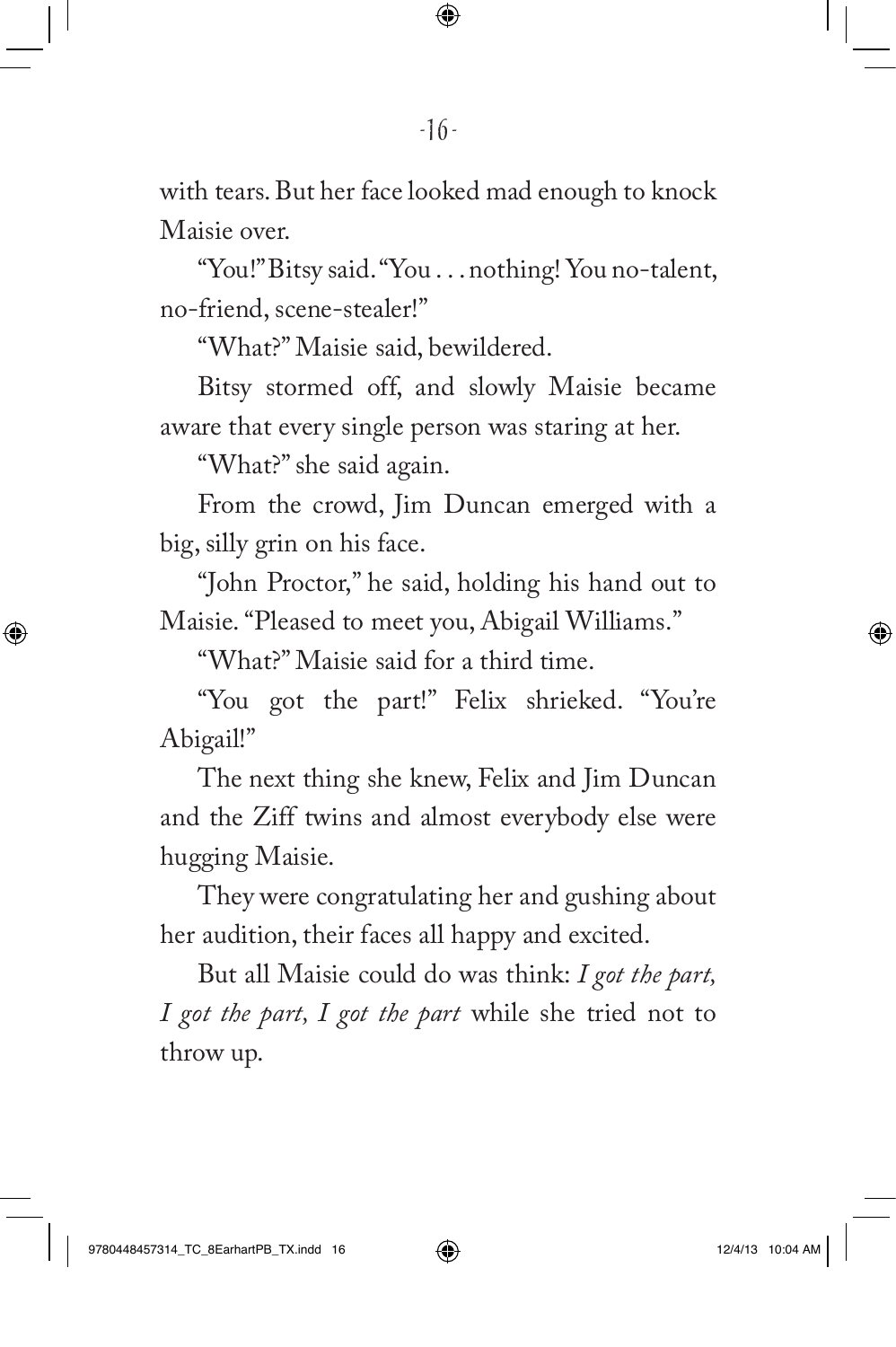with tears. But her face looked mad enough to knock Maisie over.

"You!" Bitsy said. "You . . . nothing! You no-talent, no-friend, scene-stealer!"

"What?" Maisie said, bewildered.

Bitsy stormed off, and slowly Maisie became aware that every single person was staring at her.

"What?" she said again.

From the crowd, Jim Duncan emerged with a big, silly grin on his face.

"John Proctor," he said, holding his hand out to Maisie. "Pleased to meet you, Abigail Williams."

"What?" Maisie said for a third time.

"You got the part!" Felix shrieked. "You're Abigail!"

The next thing she knew, Felix and Jim Duncan and the Ziff twins and almost everybody else were hugging Maisie.

They were congratulating her and gushing about her audition, their faces all happy and excited.

But all Maisie could do was think: *I got the part, I got the part, I got the part* while she tried not to throw up.